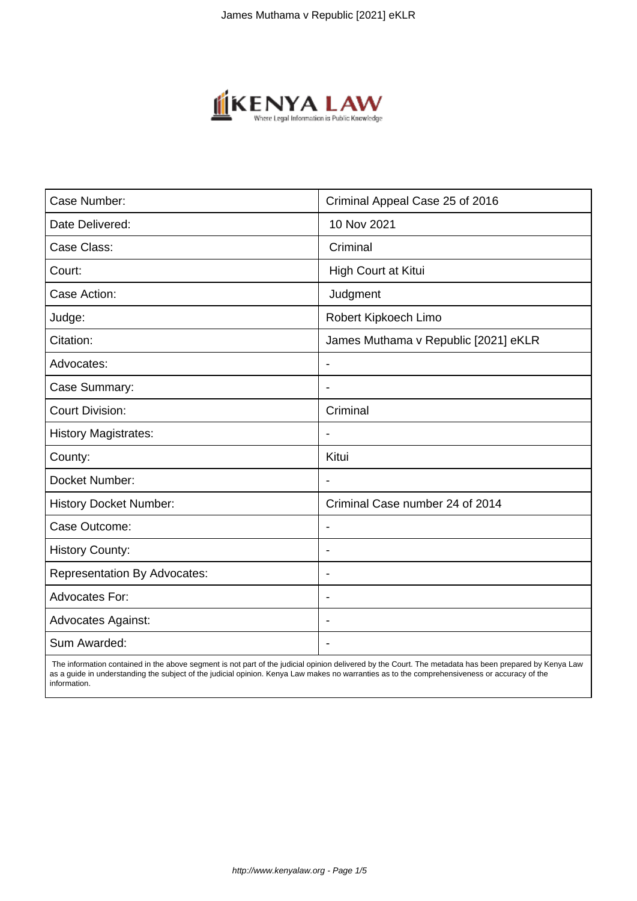| Case Number: | Criminal Appeal Case 25 of 2016 |
| --- | --- |
| Date Delivered: | 10 Nov 2021 |
| Case Class: | Criminal |
| Court: | High Court at Kitui |
| Case Action: | Judgment |
| Judge: | Robert Kipkoech Limo |
| Citation: | James Muthama v Republic [2021] eKLR |
| Advocates: | - |
| Case Summary: | - |
| Court Division: | Criminal |
| History Magistrates: | - |
| County: | Kitui |
| Docket Number: | - |
| History Docket Number: | Criminal Case number 24 of 2014 |
| Case Outcome: | - |
| History County: | - |
| Representation By Advocates: | - |
| Advocates For: | - |
| Advocates Against: | - |
| Sum Awarded: | - |

The information contained in the above segment is not part of the judicial opinion delivered by the Court. The metadata has been prepared by Kenya Law as a guide in understanding the subject of the judicial opinion. Kenya Law makes no warranties as to the comprehensiveness or accuracy of the information.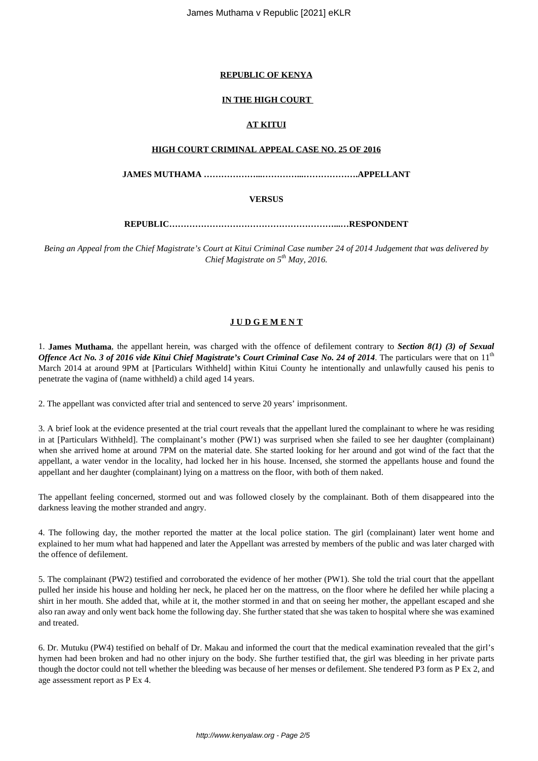**REPUBLIC OF KENYA**

**IN THE HIGH COURT**

**AT KITUI**

**HIGH COURT CRIMINAL APPEAL CASE NO. 25 OF 2016**

**JAMES MUTHAMA ………………...…………...……………….APPELLANT**

**VERSUS**

**REPUBLIC…………………………………………………...…RESPONDENT**

*Being an Appeal from the Chief Magistrate's Court at Kitui Criminal Case number 24 of 2014 Judgement that was delivered by Chief Magistrate on 5th May, 2016.*

**J U D G E M E N T**

1. **James Muthama**, the appellant herein, was charged with the offence of defilement contrary to ***Section 8(1) (3) of Sexual Offence Act No. 3 of 2016 vide Kitui Chief Magistrate's Court Criminal Case No. 24 of 2014***. The particulars were that on 11th March 2014 at around 9PM at [Particulars Withheld] within Kitui County he intentionally and unlawfully caused his penis to penetrate the vagina of (name withheld) a child aged 14 years.

2. The appellant was convicted after trial and sentenced to serve 20 years' imprisonment.

3. A brief look at the evidence presented at the trial court reveals that the appellant lured the complainant to where he was residing in at [Particulars Withheld]. The complainant's mother (PW1) was surprised when she failed to see her daughter (complainant) when she arrived home at around 7PM on the material date. She started looking for her around and got wind of the fact that the appellant, a water vendor in the locality, had locked her in his house. Incensed, she stormed the appellants house and found the appellant and her daughter (complainant) lying on a mattress on the floor, with both of them naked.

The appellant feeling concerned, stormed out and was followed closely by the complainant. Both of them disappeared into the darkness leaving the mother stranded and angry.

4. The following day, the mother reported the matter at the local police station. The girl (complainant) later went home and explained to her mum what had happened and later the Appellant was arrested by members of the public and was later charged with the offence of defilement.

5. The complainant (PW2) testified and corroborated the evidence of her mother (PW1). She told the trial court that the appellant pulled her inside his house and holding her neck, he placed her on the mattress, on the floor where he defiled her while placing a shirt in her mouth. She added that, while at it, the mother stormed in and that on seeing her mother, the appellant escaped and she also ran away and only went back home the following day. She further stated that she was taken to hospital where she was examined and treated.

6. Dr. Mutuku (PW4) testified on behalf of Dr. Makau and informed the court that the medical examination revealed that the girl's hymen had been broken and had no other injury on the body. She further testified that, the girl was bleeding in her private parts though the doctor could not tell whether the bleeding was because of her menses or defilement. She tendered P3 form as P Ex 2, and age assessment report as P Ex 4.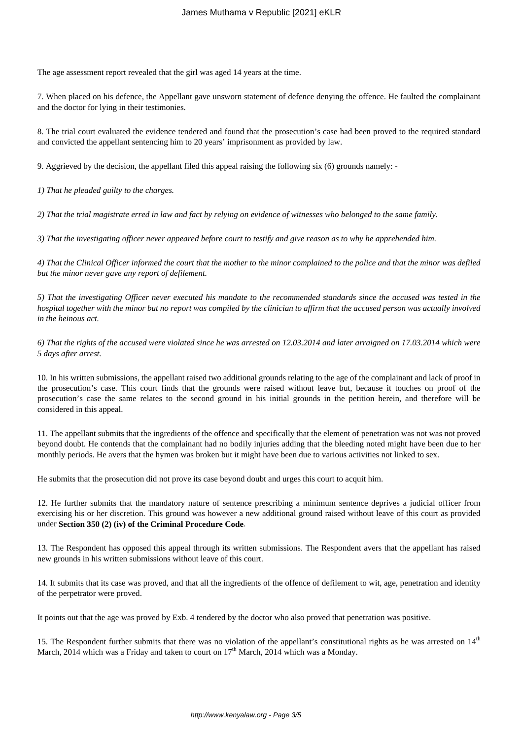The age assessment report revealed that the girl was aged 14 years at the time.

7. When placed on his defence, the Appellant gave unsworn statement of defence denying the offence. He faulted the complainant and the doctor for lying in their testimonies.

8. The trial court evaluated the evidence tendered and found that the prosecution's case had been proved to the required standard and convicted the appellant sentencing him to 20 years' imprisonment as provided by law.

9. Aggrieved by the decision, the appellant filed this appeal raising the following six (6) grounds namely: -

*1) That he pleaded guilty to the charges.*

*2) That the trial magistrate erred in law and fact by relying on evidence of witnesses who belonged to the same family.*

*3) That the investigating officer never appeared before court to testify and give reason as to why he apprehended him.*

*4) That the Clinical Officer informed the court that the mother to the minor complained to the police and that the minor was defiled but the minor never gave any report of defilement.*

*5) That the investigating Officer never executed his mandate to the recommended standards since the accused was tested in the hospital together with the minor but no report was compiled by the clinician to affirm that the accused person was actually involved in the heinous act.*

*6) That the rights of the accused were violated since he was arrested on 12.03.2014 and later arraigned on 17.03.2014 which were 5 days after arrest.*

10. In his written submissions, the appellant raised two additional grounds relating to the age of the complainant and lack of proof in the prosecution's case. This court finds that the grounds were raised without leave but, because it touches on proof of the prosecution's case the same relates to the second ground in his initial grounds in the petition herein, and therefore will be considered in this appeal.

11. The appellant submits that the ingredients of the offence and specifically that the element of penetration was not was not proved beyond doubt. He contends that the complainant had no bodily injuries adding that the bleeding noted might have been due to her monthly periods. He avers that the hymen was broken but it might have been due to various activities not linked to sex.

He submits that the prosecution did not prove its case beyond doubt and urges this court to acquit him.

12. He further submits that the mandatory nature of sentence prescribing a minimum sentence deprives a judicial officer from exercising his or her discretion. This ground was however a new additional ground raised without leave of this court as provided under **Section 350 (2) (iv) of the Criminal Procedure Code**.

13. The Respondent has opposed this appeal through its written submissions. The Respondent avers that the appellant has raised new grounds in his written submissions without leave of this court.

14. It submits that its case was proved, and that all the ingredients of the offence of defilement to wit, age, penetration and identity of the perpetrator were proved.

It points out that the age was proved by Exb. 4 tendered by the doctor who also proved that penetration was positive.

15. The Respondent further submits that there was no violation of the appellant's constitutional rights as he was arrested on 14th March, 2014 which was a Friday and taken to court on 17th March, 2014 which was a Monday.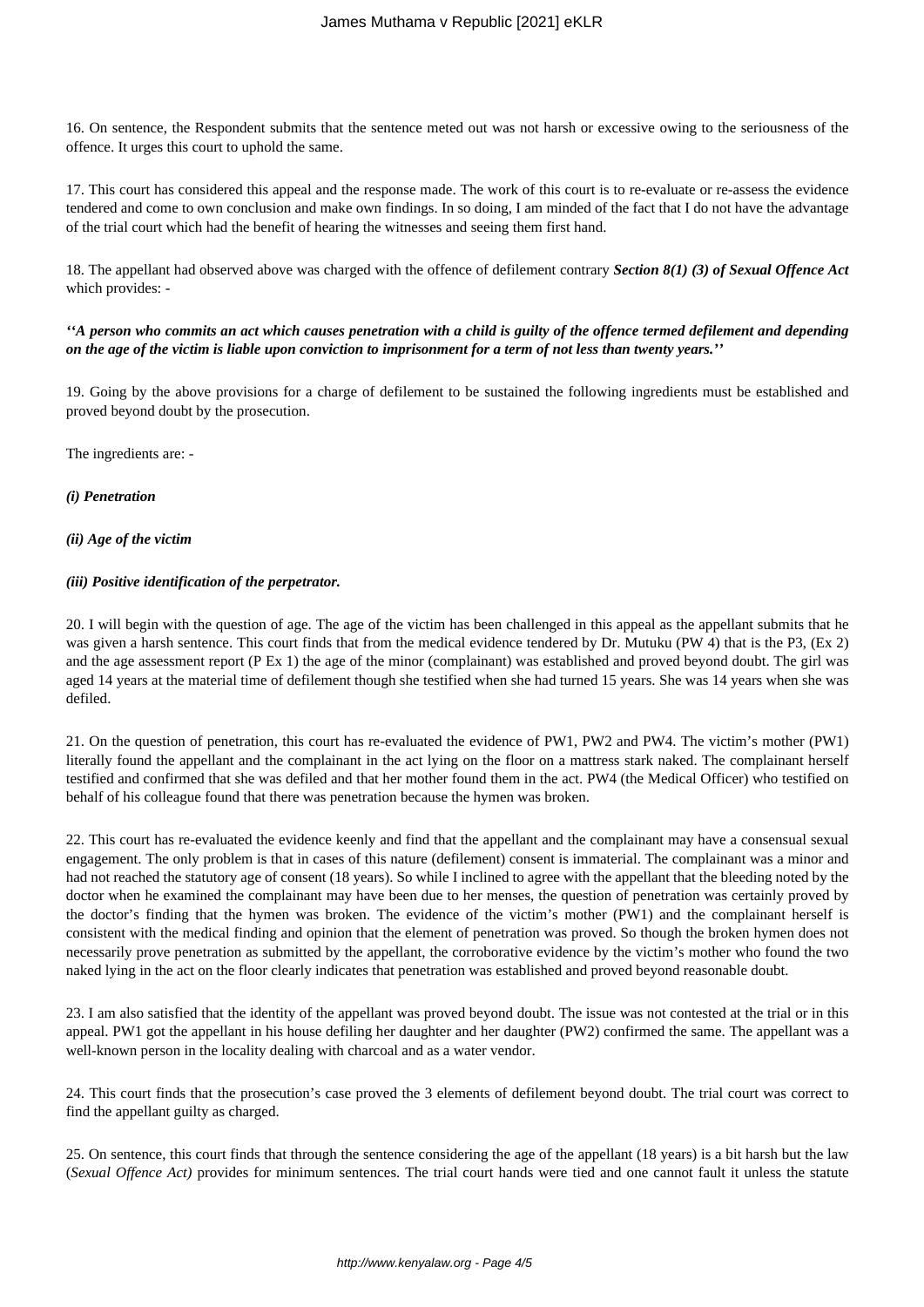16. On sentence, the Respondent submits that the sentence meted out was not harsh or excessive owing to the seriousness of the offence. It urges this court to uphold the same.

17. This court has considered this appeal and the response made. The work of this court is to re-evaluate or re-assess the evidence tendered and come to own conclusion and make own findings. In so doing, I am minded of the fact that I do not have the advantage of the trial court which had the benefit of hearing the witnesses and seeing them first hand.

18. The appellant had observed above was charged with the offence of defilement contrary ***Section 8(1) (3) of Sexual Offence Act*** which provides: -

***''A person who commits an act which causes penetration with a child is guilty of the offence termed defilement and depending on the age of the victim is liable upon conviction to imprisonment for a term of not less than twenty years.''***

19. Going by the above provisions for a charge of defilement to be sustained the following ingredients must be established and proved beyond doubt by the prosecution.

The ingredients are: -

***(i) Penetration***

***(ii) Age of the victim***

***(iii) Positive identification of the perpetrator.***

20. I will begin with the question of age. The age of the victim has been challenged in this appeal as the appellant submits that he was given a harsh sentence. This court finds that from the medical evidence tendered by Dr. Mutuku (PW 4) that is the P3, (Ex 2) and the age assessment report (P Ex 1) the age of the minor (complainant) was established and proved beyond doubt. The girl was aged 14 years at the material time of defilement though she testified when she had turned 15 years. She was 14 years when she was defiled.

21. On the question of penetration, this court has re-evaluated the evidence of PW1, PW2 and PW4. The victim's mother (PW1) literally found the appellant and the complainant in the act lying on the floor on a mattress stark naked. The complainant herself testified and confirmed that she was defiled and that her mother found them in the act. PW4 (the Medical Officer) who testified on behalf of his colleague found that there was penetration because the hymen was broken.

22. This court has re-evaluated the evidence keenly and find that the appellant and the complainant may have a consensual sexual engagement. The only problem is that in cases of this nature (defilement) consent is immaterial. The complainant was a minor and had not reached the statutory age of consent (18 years). So while I inclined to agree with the appellant that the bleeding noted by the doctor when he examined the complainant may have been due to her menses, the question of penetration was certainly proved by the doctor's finding that the hymen was broken. The evidence of the victim's mother (PW1) and the complainant herself is consistent with the medical finding and opinion that the element of penetration was proved. So though the broken hymen does not necessarily prove penetration as submitted by the appellant, the corroborative evidence by the victim's mother who found the two naked lying in the act on the floor clearly indicates that penetration was established and proved beyond reasonable doubt.

23. I am also satisfied that the identity of the appellant was proved beyond doubt. The issue was not contested at the trial or in this appeal. PW1 got the appellant in his house defiling her daughter and her daughter (PW2) confirmed the same. The appellant was a well-known person in the locality dealing with charcoal and as a water vendor.

24. This court finds that the prosecution's case proved the 3 elements of defilement beyond doubt. The trial court was correct to find the appellant guilty as charged.

25. On sentence, this court finds that through the sentence considering the age of the appellant (18 years) is a bit harsh but the law (*Sexual Offence Act)* provides for minimum sentences. The trial court hands were tied and one cannot fault it unless the statute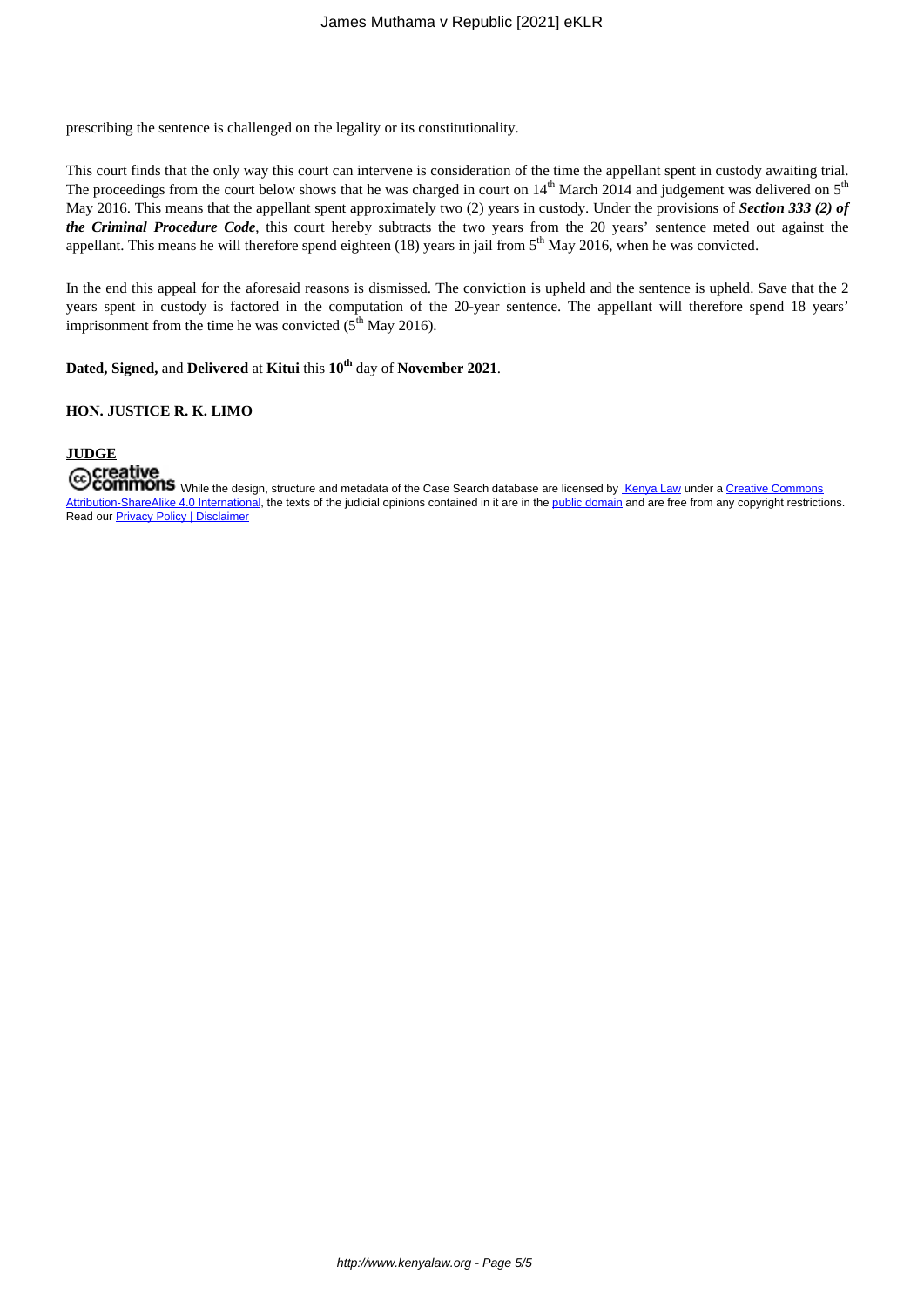prescribing the sentence is challenged on the legality or its constitutionality.

This court finds that the only way this court can intervene is consideration of the time the appellant spent in custody awaiting trial. The proceedings from the court below shows that he was charged in court on 14th March 2014 and judgement was delivered on 5th May 2016. This means that the appellant spent approximately two (2) years in custody. Under the provisions of ***Section 333 (2) of the Criminal Procedure Code***, this court hereby subtracts the two years from the 20 years' sentence meted out against the appellant. This means he will therefore spend eighteen (18) years in jail from 5th May 2016, when he was convicted.

In the end this appeal for the aforesaid reasons is dismissed. The conviction is upheld and the sentence is upheld. Save that the 2 years spent in custody is factored in the computation of the 20-year sentence. The appellant will therefore spend 18 years' imprisonment from the time he was convicted (5th May 2016).

**Dated, Signed,** and **Delivered** at **Kitui** this **10th** day of **November 2021**.

**HON. JUSTICE R. K. LIMO**

**JUDGE**

While the design, structure and metadata of the Case Search database are licensed by Kenya Law under a Creative Commons Attribution-ShareAlike 4.0 International, the texts of the judicial opinions contained in it are in the public domain and are free from any copyright restrictions. Read our Privacy Policy | Disclaimer